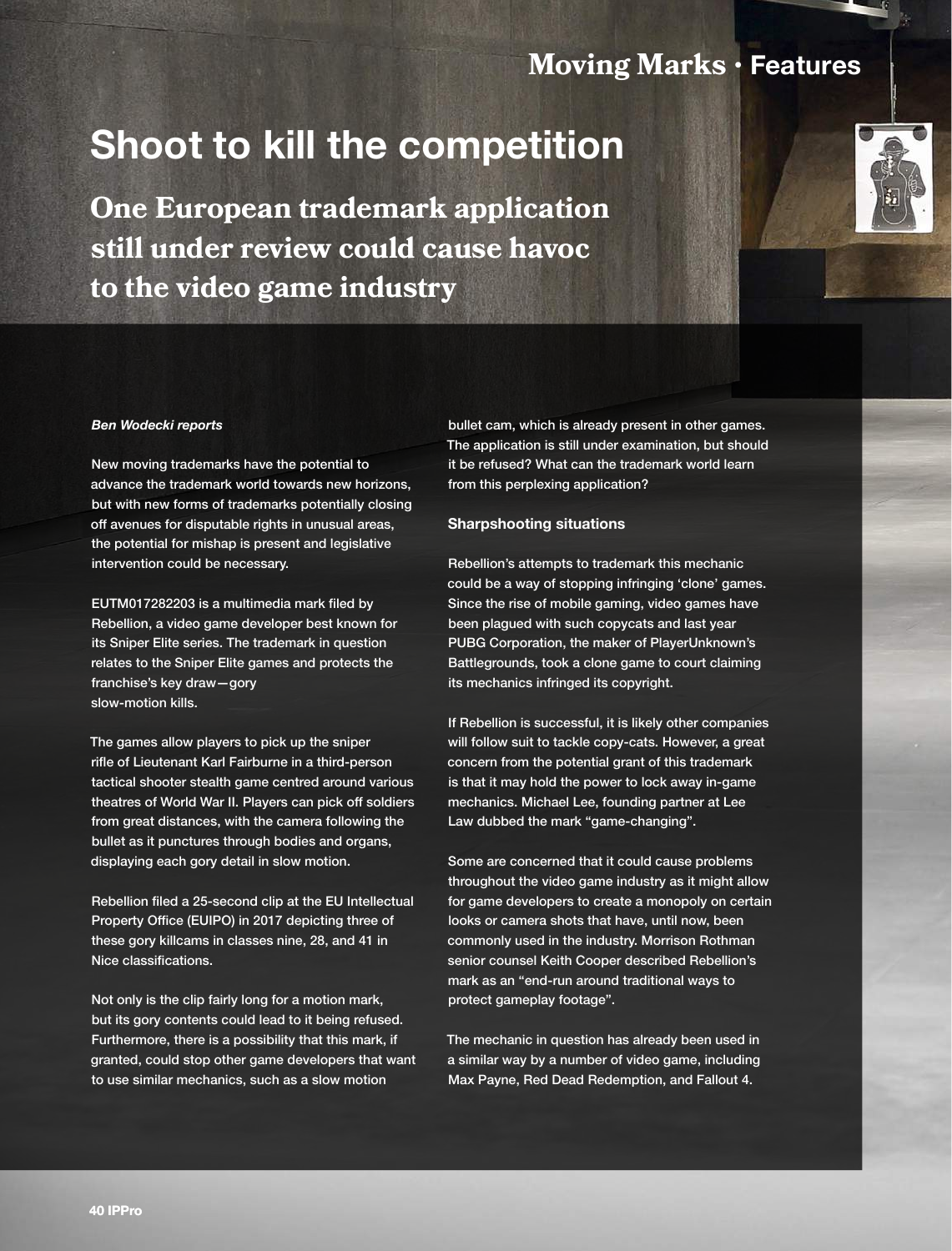# Shoot to kill the competition

## One European trademark application still under review could cause havoc to the video game industry

***Ben Wodecki reports***

New moving trademarks have the potential to advance the trademark world towards new horizons, but with new forms of trademarks potentially closing off avenues for disputable rights in unusual areas, the potential for mishap is present and legislative intervention could be necessary.

EUTM017282203 is a multimedia mark filed by Rebellion, a video game developer best known for its Sniper Elite series. The trademark in question relates to the Sniper Elite games and protects the franchise's key draw—gory slow-motion kills.

The games allow players to pick up the sniper rifle of Lieutenant Karl Fairburne in a third-person tactical shooter stealth game centred around various theatres of World War II. Players can pick off soldiers from great distances, with the camera following the bullet as it punctures through bodies and organs, displaying each gory detail in slow motion.

Rebellion filed a 25-second clip at the EU Intellectual Property Office (EUIPO) in 2017 depicting three of these gory killcams in classes nine, 28, and 41 in Nice classifications.

Not only is the clip fairly long for a motion mark, but its gory contents could lead to it being refused. Furthermore, there is a possibility that this mark, if granted, could stop other game developers that want to use similar mechanics, such as a slow motion bullet cam, which is already present in other games. The application is still under examination, but should it be refused? What can the trademark world learn from this perplexing application?

### Sharpshooting situations

Rebellion's attempts to trademark this mechanic could be a way of stopping infringing 'clone' games. Since the rise of mobile gaming, video games have been plagued with such copycats and last year PUBG Corporation, the maker of PlayerUnknown's Battlegrounds, took a clone game to court claiming its mechanics infringed its copyright.

If Rebellion is successful, it is likely other companies will follow suit to tackle copy-cats. However, a great concern from the potential grant of this trademark is that it may hold the power to lock away in-game mechanics. Michael Lee, founding partner at Lee Law dubbed the mark "game-changing".

Some are concerned that it could cause problems throughout the video game industry as it might allow for game developers to create a monopoly on certain looks or camera shots that have, until now, been commonly used in the industry. Morrison Rothman senior counsel Keith Cooper described Rebellion's mark as an "end-run around traditional ways to protect gameplay footage".

The mechanic in question has already been used in a similar way by a number of video game, including Max Payne, Red Dead Redemption, and Fallout 4.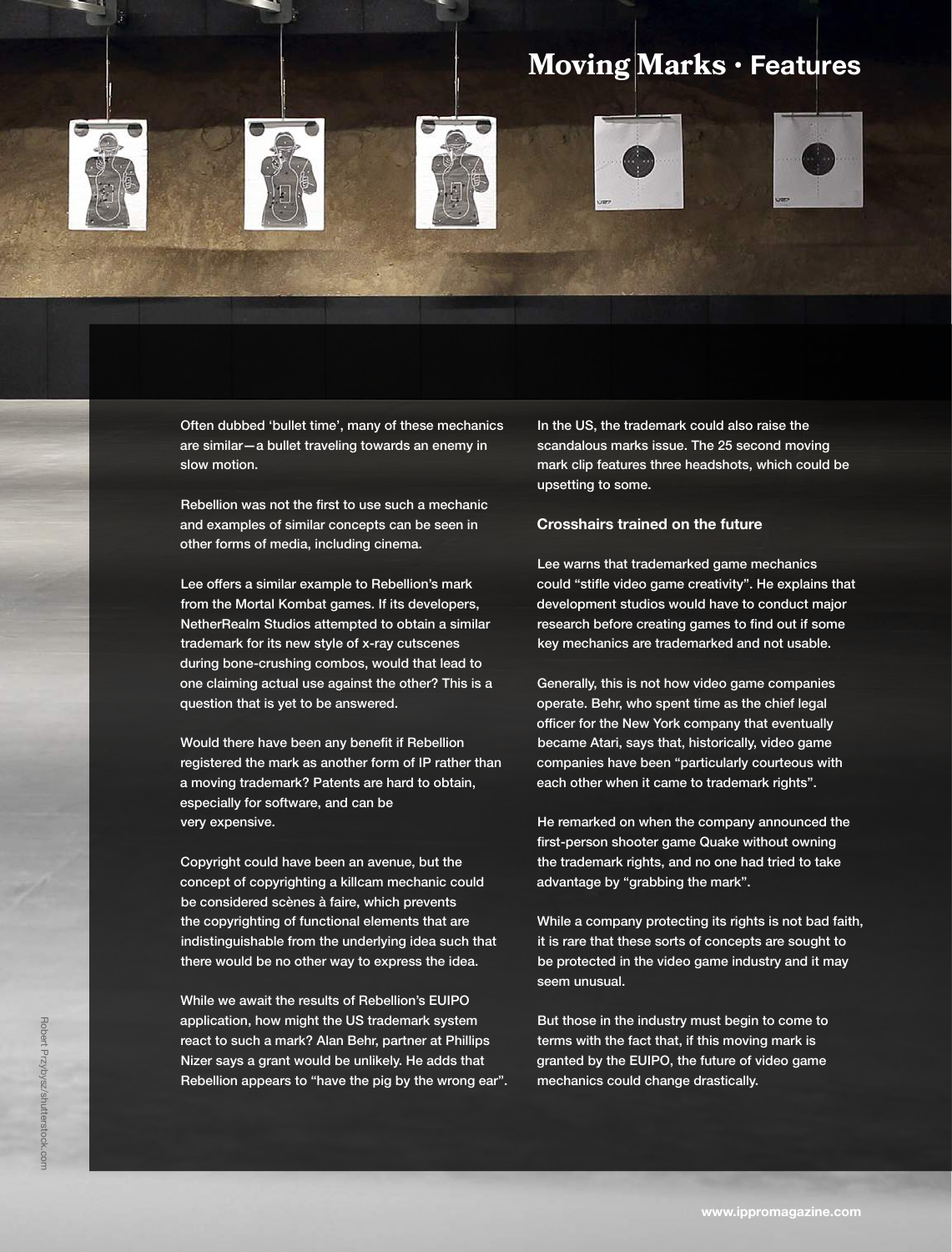Often dubbed 'bullet time', many of these mechanics are similar—a bullet traveling towards an enemy in slow motion.

Rebellion was not the first to use such a mechanic and examples of similar concepts can be seen in other forms of media, including cinema.

Lee offers a similar example to Rebellion's mark from the Mortal Kombat games. If its developers, NetherRealm Studios attempted to obtain a similar trademark for its new style of x-ray cutscenes during bone-crushing combos, would that lead to one claiming actual use against the other? This is a question that is yet to be answered.

Would there have been any benefit if Rebellion registered the mark as another form of IP rather than a moving trademark? Patents are hard to obtain, especially for software, and can be very expensive.

Copyright could have been an avenue, but the concept of copyrighting a killcam mechanic could be considered scènes à faire, which prevents the copyrighting of functional elements that are indistinguishable from the underlying idea such that there would be no other way to express the idea.

While we await the results of Rebellion's EUIPO application, how might the US trademark system react to such a mark? Alan Behr, partner at Phillips Nizer says a grant would be unlikely. He adds that Rebellion appears to "have the pig by the wrong ear".

In the US, the trademark could also raise the scandalous marks issue. The 25 second moving mark clip features three headshots, which could be upsetting to some.

### Crosshairs trained on the future

Lee warns that trademarked game mechanics could "stifle video game creativity". He explains that development studios would have to conduct major research before creating games to find out if some key mechanics are trademarked and not usable.

Generally, this is not how video game companies operate. Behr, who spent time as the chief legal officer for the New York company that eventually became Atari, says that, historically, video game companies have been "particularly courteous with each other when it came to trademark rights".

He remarked on when the company announced the first-person shooter game Quake without owning the trademark rights, and no one had tried to take advantage by "grabbing the mark".

While a company protecting its rights is not bad faith, it is rare that these sorts of concepts are sought to be protected in the video game industry and it may seem unusual.

But those in the industry must begin to come to terms with the fact that, if this moving mark is granted by the EUIPO, the future of video game mechanics could change drastically.

Robert Przybysz/shutterstock.com